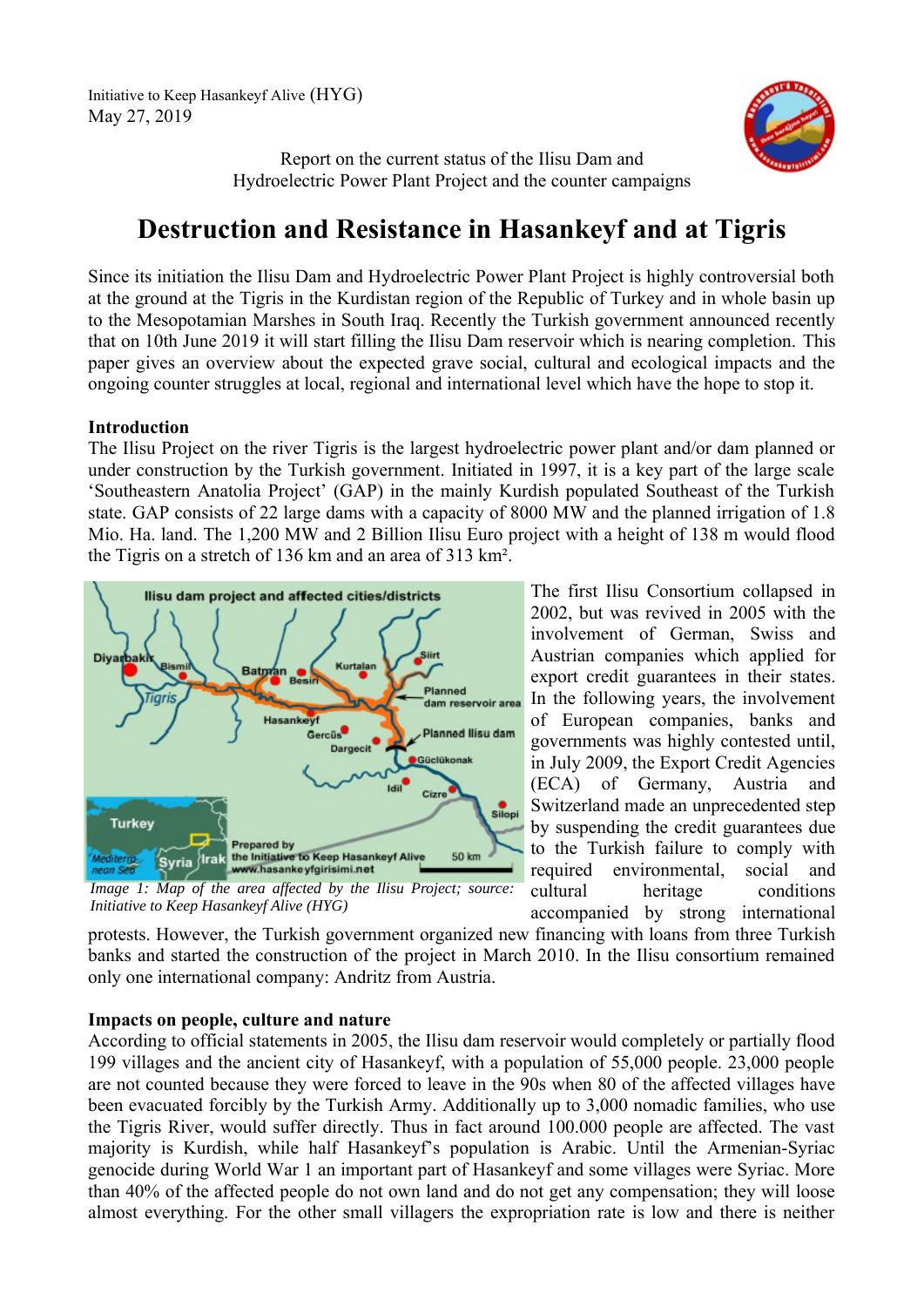Initiative to Keep Hasankeyf Alive (HYG)
May 27, 2019

Report on the current status of the Ilisu Dam and Hydroelectric Power Plant Project and the counter campaigns

# Destruction and Resistance in Hasankeyf and at Tigris

Since its initiation the Ilisu Dam and Hydroelectric Power Plant Project is highly controversial both at the ground at the Tigris in the Kurdistan region of the Republic of Turkey and in whole basin up to the Mesopotamian Marshes in South Iraq. Recently the Turkish government announced recently that on 10th June 2019 it will start filling the Ilisu Dam reservoir which is nearing completion. This paper gives an overview about the expected grave social, cultural and ecological impacts and the ongoing counter struggles at local, regional and international level which have the hope to stop it.

**Introduction**

The Ilisu Project on the river Tigris is the largest hydroelectric power plant and/or dam planned or under construction by the Turkish government. Initiated in 1997, it is a key part of the large scale 'Southeastern Anatolia Project' (GAP) in the mainly Kurdish populated Southeast of the Turkish state. GAP consists of 22 large dams with a capacity of 8000 MW and the planned irrigation of 1.8 Mio. Ha. land. The 1,200 MW and 2 Billion Ilisu Euro project with a height of 138 m would flood the Tigris on a stretch of 136 km and an area of 313 km².

*Image 1: Map of the area affected by the Ilisu Project; source: Initiative to Keep Hasankeyf Alive (HYG)*

The first Ilisu Consortium collapsed in 2002, but was revived in 2005 with the involvement of German, Swiss and Austrian companies which applied for export credit guarantees in their states. In the following years, the involvement of European companies, banks and governments was highly contested until, in July 2009, the Export Credit Agencies (ECA) of Germany, Austria and Switzerland made an unprecedented step by suspending the credit guarantees due to the Turkish failure to comply with required environmental, social and cultural heritage conditions accompanied by strong international protests. However, the Turkish government organized new financing with loans from three Turkish banks and started the construction of the project in March 2010. In the Ilisu consortium remained only one international company: Andritz from Austria.

**Impacts on people, culture and nature**

According to official statements in 2005, the Ilisu dam reservoir would completely or partially flood 199 villages and the ancient city of Hasankeyf, with a population of 55,000 people. 23,000 people are not counted because they were forced to leave in the 90s when 80 of the affected villages have been evacuated forcibly by the Turkish Army. Additionally up to 3,000 nomadic families, who use the Tigris River, would suffer directly. Thus in fact around 100.000 people are affected. The vast majority is Kurdish, while half Hasankeyf's population is Arabic. Until the Armenian-Syriac genocide during World War 1 an important part of Hasankeyf and some villages were Syriac. More than 40% of the affected people do not own land and do not get any compensation; they will loose almost everything. For the other small villagers the expropriation rate is low and there is neither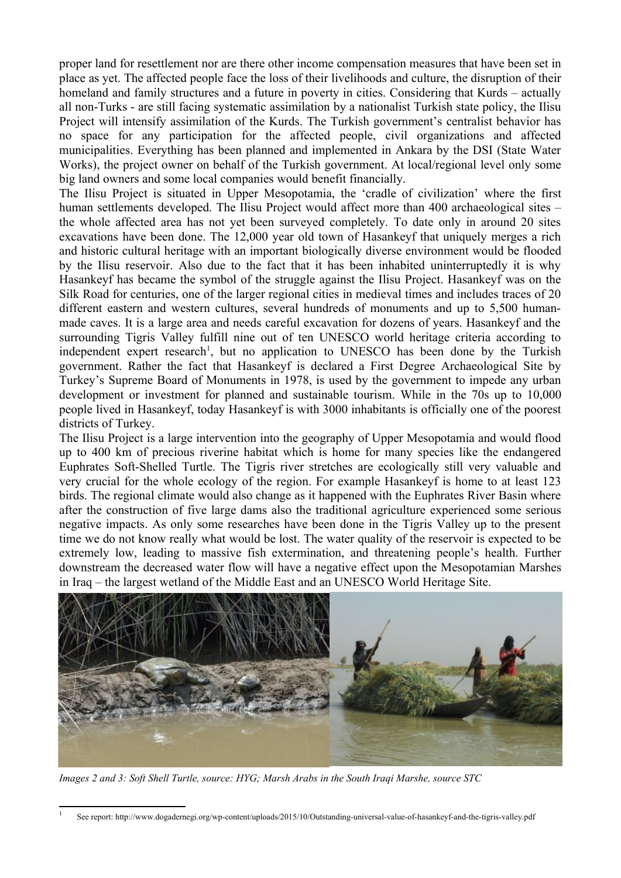proper land for resettlement nor are there other income compensation measures that have been set in place as yet. The affected people face the loss of their livelihoods and culture, the disruption of their homeland and family structures and a future in poverty in cities. Considering that Kurds – actually all non-Turks - are still facing systematic assimilation by a nationalist Turkish state policy, the Ilisu Project will intensify assimilation of the Kurds. The Turkish government's centralist behavior has no space for any participation for the affected people, civil organizations and affected municipalities. Everything has been planned and implemented in Ankara by the DSI (State Water Works), the project owner on behalf of the Turkish government. At local/regional level only some big land owners and some local companies would benefit financially.

The Ilisu Project is situated in Upper Mesopotamia, the 'cradle of civilization' where the first human settlements developed. The Ilisu Project would affect more than 400 archaeological sites – the whole affected area has not yet been surveyed completely. To date only in around 20 sites excavations have been done. The 12,000 year old town of Hasankeyf that uniquely merges a rich and historic cultural heritage with an important biologically diverse environment would be flooded by the Ilisu reservoir. Also due to the fact that it has been inhabited uninterruptedly it is why Hasankeyf has became the symbol of the struggle against the Ilisu Project. Hasankeyf was on the Silk Road for centuries, one of the larger regional cities in medieval times and includes traces of 20 different eastern and western cultures, several hundreds of monuments and up to 5,500 human-made caves. It is a large area and needs careful excavation for dozens of years. Hasankeyf and the surrounding Tigris Valley fulfill nine out of ten UNESCO world heritage criteria according to independent expert research[1], but no application to UNESCO has been done by the Turkish government. Rather the fact that Hasankeyf is declared a First Degree Archaeological Site by Turkey's Supreme Board of Monuments in 1978, is used by the government to impede any urban development or investment for planned and sustainable tourism. While in the 70s up to 10,000 people lived in Hasankeyf, today Hasankeyf is with 3000 inhabitants is officially one of the poorest districts of Turkey.

The Ilisu Project is a large intervention into the geography of Upper Mesopotamia and would flood up to 400 km of precious riverine habitat which is home for many species like the endangered Euphrates Soft-Shelled Turtle. The Tigris river stretches are ecologically still very valuable and very crucial for the whole ecology of the region. For example Hasankeyf is home to at least 123 birds. The regional climate would also change as it happened with the Euphrates River Basin where after the construction of five large dams also the traditional agriculture experienced some serious negative impacts. As only some researches have been done in the Tigris Valley up to the present time we do not know really what would be lost. The water quality of the reservoir is expected to be extremely low, leading to massive fish extermination, and threatening people's health. Further downstream the decreased water flow will have a negative effect upon the Mesopotamian Marshes in Iraq – the largest wetland of the Middle East and an UNESCO World Heritage Site.

*Images 2 and 3: Soft Shell Turtle, source: HYG; Marsh Arabs in the South Iraqi Marshe, source STC*

[1] See report: http://www.dogadernegi.org/wp-content/uploads/2015/10/Outstanding-universal-value-of-hasankeyf-and-the-tigris-valley.pdf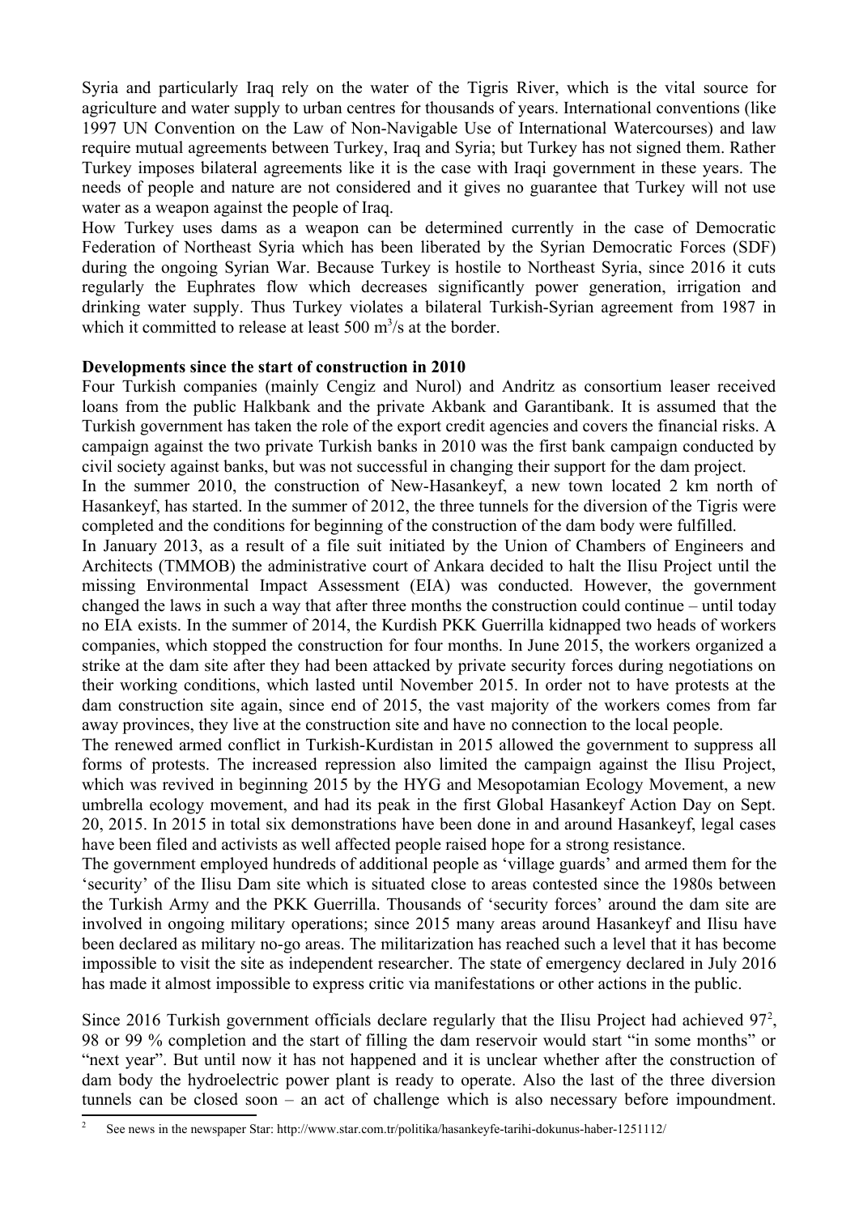Syria and particularly Iraq rely on the water of the Tigris River, which is the vital source for agriculture and water supply to urban centres for thousands of years. International conventions (like 1997 UN Convention on the Law of Non-Navigable Use of International Watercourses) and law require mutual agreements between Turkey, Iraq and Syria; but Turkey has not signed them. Rather Turkey imposes bilateral agreements like it is the case with Iraqi government in these years. The needs of people and nature are not considered and it gives no guarantee that Turkey will not use water as a weapon against the people of Iraq.

How Turkey uses dams as a weapon can be determined currently in the case of Democratic Federation of Northeast Syria which has been liberated by the Syrian Democratic Forces (SDF) during the ongoing Syrian War. Because Turkey is hostile to Northeast Syria, since 2016 it cuts regularly the Euphrates flow which decreases significantly power generation, irrigation and drinking water supply. Thus Turkey violates a bilateral Turkish-Syrian agreement from 1987 in which it committed to release at least 500 $m^3/s$ at the border.

**Developments since the start of construction in 2010**

Four Turkish companies (mainly Cengiz and Nurol) and Andritz as consortium leaser received loans from the public Halkbank and the private Akbank and Garantibank. It is assumed that the Turkish government has taken the role of the export credit agencies and covers the financial risks. A campaign against the two private Turkish banks in 2010 was the first bank campaign conducted by civil society against banks, but was not successful in changing their support for the dam project.

In the summer 2010, the construction of New-Hasankeyf, a new town located 2 km north of Hasankeyf, has started. In the summer of 2012, the three tunnels for the diversion of the Tigris were completed and the conditions for beginning of the construction of the dam body were fulfilled.

In January 2013, as a result of a file suit initiated by the Union of Chambers of Engineers and Architects (TMMOB) the administrative court of Ankara decided to halt the Ilisu Project until the missing Environmental Impact Assessment (EIA) was conducted. However, the government changed the laws in such a way that after three months the construction could continue – until today no EIA exists. In the summer of 2014, the Kurdish PKK Guerrilla kidnapped two heads of workers companies, which stopped the construction for four months. In June 2015, the workers organized a strike at the dam site after they had been attacked by private security forces during negotiations on their working conditions, which lasted until November 2015. In order not to have protests at the dam construction site again, since end of 2015, the vast majority of the workers comes from far away provinces, they live at the construction site and have no connection to the local people.

The renewed armed conflict in Turkish-Kurdistan in 2015 allowed the government to suppress all forms of protests. The increased repression also limited the campaign against the Ilisu Project, which was revived in beginning 2015 by the HYG and Mesopotamian Ecology Movement, a new umbrella ecology movement, and had its peak in the first Global Hasankeyf Action Day on Sept. 20, 2015. In 2015 in total six demonstrations have been done in and around Hasankeyf, legal cases have been filed and activists as well affected people raised hope for a strong resistance.

The government employed hundreds of additional people as 'village guards' and armed them for the 'security' of the Ilisu Dam site which is situated close to areas contested since the 1980s between the Turkish Army and the PKK Guerrilla. Thousands of 'security forces' around the dam site are involved in ongoing military operations; since 2015 many areas around Hasankeyf and Ilisu have been declared as military no-go areas. The militarization has reached such a level that it has become impossible to visit the site as independent researcher. The state of emergency declared in July 2016 has made it almost impossible to express critic via manifestations or other actions in the public.

Since 2016 Turkish government officials declare regularly that the Ilisu Project had achieved 97[2], 98 or 99 % completion and the start of filling the dam reservoir would start "in some months" or "next year". But until now it has not happened and it is unclear whether after the construction of dam body the hydroelectric power plant is ready to operate. Also the last of the three diversion tunnels can be closed soon – an act of challenge which is also necessary before impoundment.

[2] See news in the newspaper Star: http://www.star.com.tr/politika/hasankeyfe-tarihi-dokunus-haber-1251112/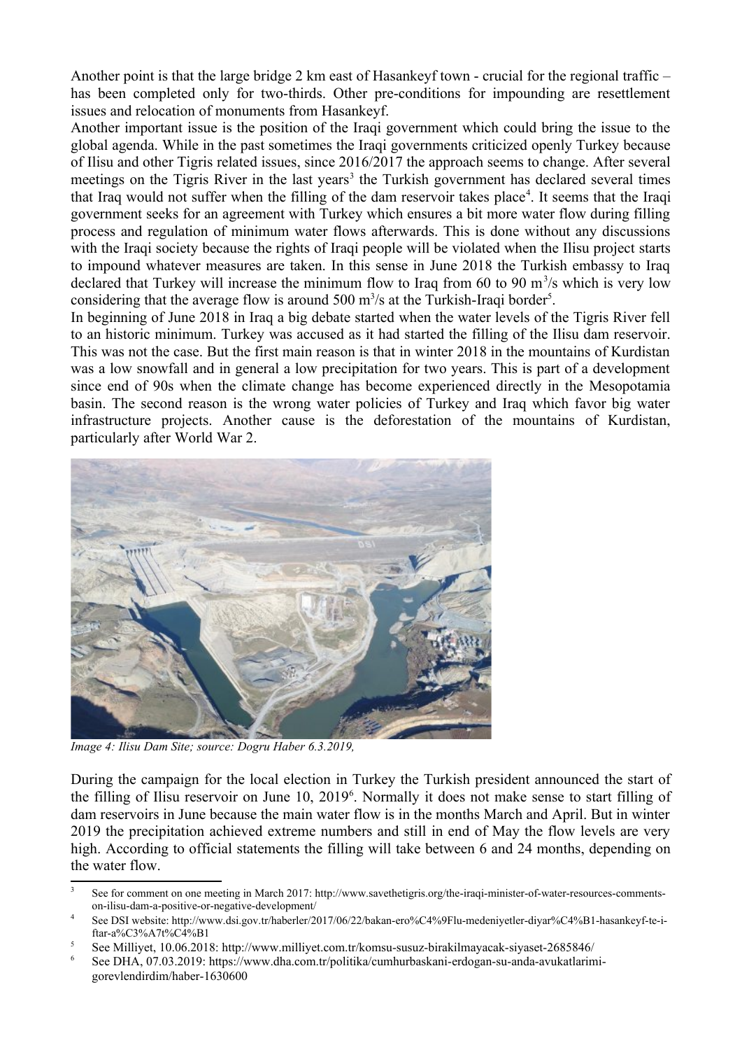Another point is that the large bridge 2 km east of Hasankeyf town - crucial for the regional traffic – has been completed only for two-thirds. Other pre-conditions for impounding are resettlement issues and relocation of monuments from Hasankeyf.

Another important issue is the position of the Iraqi government which could bring the issue to the global agenda. While in the past sometimes the Iraqi governments criticized openly Turkey because of Ilisu and other Tigris related issues, since 2016/2017 the approach seems to change. After several meetings on the Tigris River in the last years[3] the Turkish government has declared several times that Iraq would not suffer when the filling of the dam reservoir takes place[4]. It seems that the Iraqi government seeks for an agreement with Turkey which ensures a bit more water flow during filling process and regulation of minimum water flows afterwards. This is done without any discussions with the Iraqi society because the rights of Iraqi people will be violated when the Ilisu project starts to impound whatever measures are taken. In this sense in June 2018 the Turkish embassy to Iraq declared that Turkey will increase the minimum flow to Iraq from 60 to 90 $m^3/s$ which is very low considering that the average flow is around 500 $m^3/s$ at the Turkish-Iraqi border[5].

In beginning of June 2018 in Iraq a big debate started when the water levels of the Tigris River fell to an historic minimum. Turkey was accused as it had started the filling of the Ilisu dam reservoir. This was not the case. But the first main reason is that in winter 2018 in the mountains of Kurdistan was a low snowfall and in general a low precipitation for two years. This is part of a development since end of 90s when the climate change has become experienced directly in the Mesopotamia basin. The second reason is the wrong water policies of Turkey and Iraq which favor big water infrastructure projects. Another cause is the deforestation of the mountains of Kurdistan, particularly after World War 2.

*Image 4: Ilisu Dam Site; source: Dogru Haber 6.3.2019,*

During the campaign for the local election in Turkey the Turkish president announced the start of the filling of Ilisu reservoir on June 10, 2019[6]. Normally it does not make sense to start filling of dam reservoirs in June because the main water flow is in the months March and April. But in winter 2019 the precipitation achieved extreme numbers and still in end of May the flow levels are very high. According to official statements the filling will take between 6 and 24 months, depending on the water flow.

---

[3] See for comment on one meeting in March 2017: http://www.savethetigris.org/the-iraqi-minister-of-water-resources-comments-on-ilisu-dam-a-positive-or-negative-development/

[4] See DSI website: http://www.dsi.gov.tr/haberler/2017/06/22/bakan-ero%C4%9Flu-medeniyetler-diyar%C4%B1-hasankeyf-te-i-ftar-a%C3%A7t%C4%B1

[5] See Milliyet, 10.06.2018: http://www.milliyet.com.tr/komsu-susuz-birakilmayacak-siyaset-2685846/

[6] See DHA, 07.03.2019: https://www.dha.com.tr/politika/cumhurbaskani-erdogan-su-anda-avukatlarimi-gorevlendirdim/haber-1630600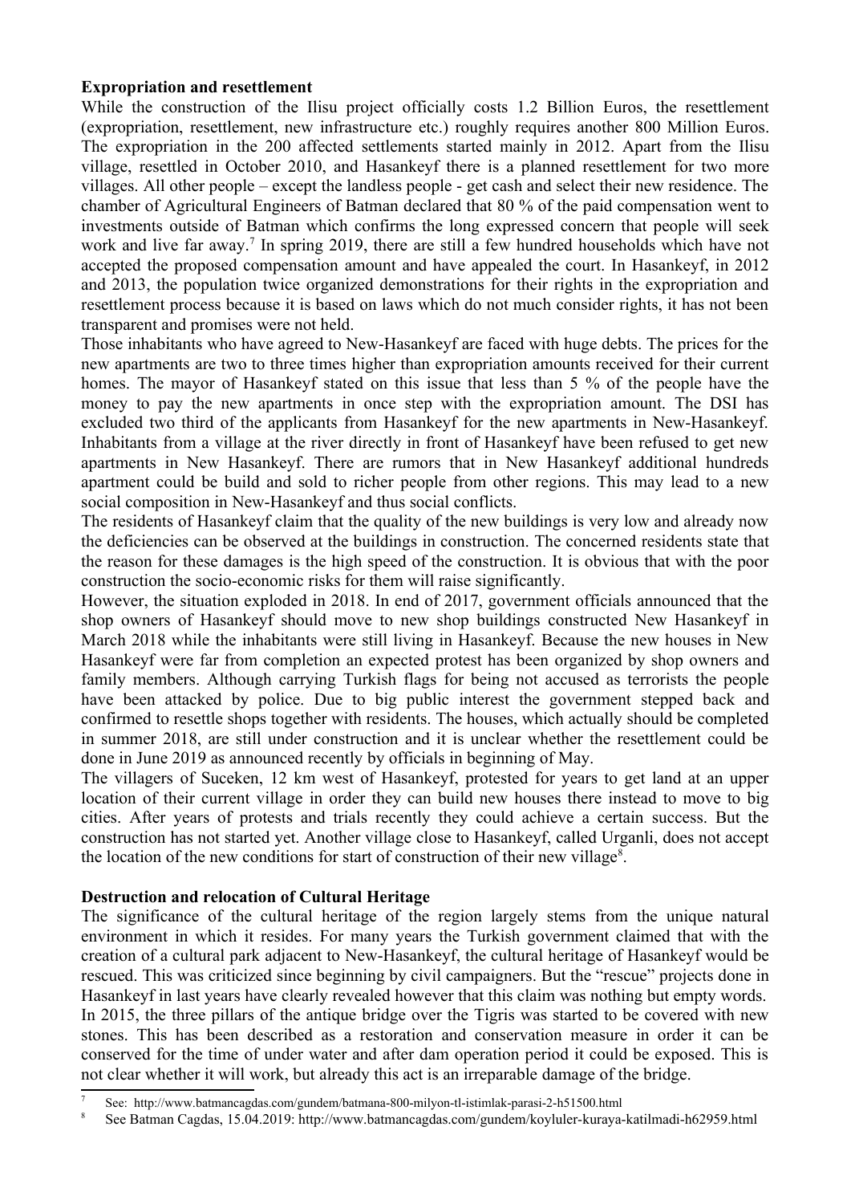**Expropriation and resettlement**

While the construction of the Ilisu project officially costs 1.2 Billion Euros, the resettlement (expropriation, resettlement, new infrastructure etc.) roughly requires another 800 Million Euros. The expropriation in the 200 affected settlements started mainly in 2012. Apart from the Ilisu village, resettled in October 2010, and Hasankeyf there is a planned resettlement for two more villages. All other people – except the landless people - get cash and select their new residence. The chamber of Agricultural Engineers of Batman declared that 80 % of the paid compensation went to investments outside of Batman which confirms the long expressed concern that people will seek work and live far away.[7] In spring 2019, there are still a few hundred households which have not accepted the proposed compensation amount and have appealed the court. In Hasankeyf, in 2012 and 2013, the population twice organized demonstrations for their rights in the expropriation and resettlement process because it is based on laws which do not much consider rights, it has not been transparent and promises were not held.

Those inhabitants who have agreed to New-Hasankeyf are faced with huge debts. The prices for the new apartments are two to three times higher than expropriation amounts received for their current homes. The mayor of Hasankeyf stated on this issue that less than 5 % of the people have the money to pay the new apartments in once step with the expropriation amount. The DSI has excluded two third of the applicants from Hasankeyf for the new apartments in New-Hasankeyf. Inhabitants from a village at the river directly in front of Hasankeyf have been refused to get new apartments in New Hasankeyf. There are rumors that in New Hasankeyf additional hundreds apartment could be build and sold to richer people from other regions. This may lead to a new social composition in New-Hasankeyf and thus social conflicts.

The residents of Hasankeyf claim that the quality of the new buildings is very low and already now the deficiencies can be observed at the buildings in construction. The concerned residents state that the reason for these damages is the high speed of the construction. It is obvious that with the poor construction the socio-economic risks for them will raise significantly.

However, the situation exploded in 2018. In end of 2017, government officials announced that the shop owners of Hasankeyf should move to new shop buildings constructed New Hasankeyf in March 2018 while the inhabitants were still living in Hasankeyf. Because the new houses in New Hasankeyf were far from completion an expected protest has been organized by shop owners and family members. Although carrying Turkish flags for being not accused as terrorists the people have been attacked by police. Due to big public interest the government stepped back and confirmed to resettle shops together with residents. The houses, which actually should be completed in summer 2018, are still under construction and it is unclear whether the resettlement could be done in June 2019 as announced recently by officials in beginning of May.

The villagers of Suceken, 12 km west of Hasankeyf, protested for years to get land at an upper location of their current village in order they can build new houses there instead to move to big cities. After years of protests and trials recently they could achieve a certain success. But the construction has not started yet. Another village close to Hasankeyf, called Urganli, does not accept the location of the new conditions for start of construction of their new village[8].

**Destruction and relocation of Cultural Heritage**

The significance of the cultural heritage of the region largely stems from the unique natural environment in which it resides. For many years the Turkish government claimed that with the creation of a cultural park adjacent to New-Hasankeyf, the cultural heritage of Hasankeyf would be rescued. This was criticized since beginning by civil campaigners. But the "rescue" projects done in Hasankeyf in last years have clearly revealed however that this claim was nothing but empty words. In 2015, the three pillars of the antique bridge over the Tigris was started to be covered with new stones. This has been described as a restoration and conservation measure in order it can be conserved for the time of under water and after dam operation period it could be exposed. This is not clear whether it will work, but already this act is an irreparable damage of the bridge.

---

[7] See: http://www.batmancagdas.com/gundem/batmana-800-milyon-tl-istimlak-parasi-2-h51500.html

[8] See Batman Cagdas, 15.04.2019: http://www.batmancagdas.com/gundem/koyluler-kuraya-katilmadi-h62959.html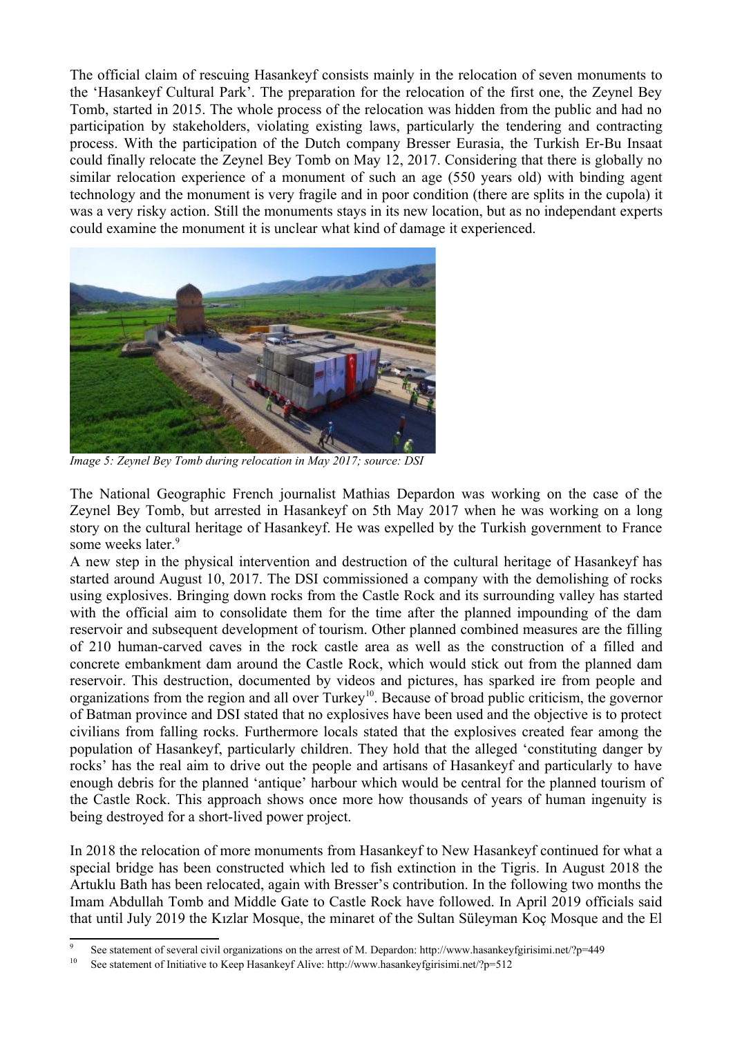The official claim of rescuing Hasankeyf consists mainly in the relocation of seven monuments to the 'Hasankeyf Cultural Park'. The preparation for the relocation of the first one, the Zeynel Bey Tomb, started in 2015. The whole process of the relocation was hidden from the public and had no participation by stakeholders, violating existing laws, particularly the tendering and contracting process. With the participation of the Dutch company Bresser Eurasia, the Turkish Er-Bu Insaat could finally relocate the Zeynel Bey Tomb on May 12, 2017. Considering that there is globally no similar relocation experience of a monument of such an age (550 years old) with binding agent technology and the monument is very fragile and in poor condition (there are splits in the cupola) it was a very risky action. Still the monuments stays in its new location, but as no independant experts could examine the monument it is unclear what kind of damage it experienced.

*Image 5: Zeynel Bey Tomb during relocation in May 2017; source: DSI*

The National Geographic French journalist Mathias Depardon was working on the case of the Zeynel Bey Tomb, but arrested in Hasankeyf on 5th May 2017 when he was working on a long story on the cultural heritage of Hasankeyf. He was expelled by the Turkish government to France some weeks later.[9]

A new step in the physical intervention and destruction of the cultural heritage of Hasankeyf has started around August 10, 2017. The DSI commissioned a company with the demolishing of rocks using explosives. Bringing down rocks from the Castle Rock and its surrounding valley has started with the official aim to consolidate them for the time after the planned impounding of the dam reservoir and subsequent development of tourism. Other planned combined measures are the filling of 210 human-carved caves in the rock castle area as well as the construction of a filled and concrete embankment dam around the Castle Rock, which would stick out from the planned dam reservoir. This destruction, documented by videos and pictures, has sparked ire from people and organizations from the region and all over Turkey[10]. Because of broad public criticism, the governor of Batman province and DSI stated that no explosives have been used and the objective is to protect civilians from falling rocks. Furthermore locals stated that the explosives created fear among the population of Hasankeyf, particularly children. They hold that the alleged 'constituting danger by rocks' has the real aim to drive out the people and artisans of Hasankeyf and particularly to have enough debris for the planned 'antique' harbour which would be central for the planned tourism of the Castle Rock. This approach shows once more how thousands of years of human ingenuity is being destroyed for a short-lived power project.

In 2018 the relocation of more monuments from Hasankeyf to New Hasankeyf continued for what a special bridge has been constructed which led to fish extinction in the Tigris. In August 2018 the Artuklu Bath has been relocated, again with Bresser's contribution. In the following two months the Imam Abdullah Tomb and Middle Gate to Castle Rock have followed. In April 2019 officials said that until July 2019 the Kızlar Mosque, the minaret of the Sultan Süleyman Koç Mosque and the El

---

[9] See statement of several civil organizations on the arrest of M. Depardon: http://www.hasankeyfgirisimi.net/?p=449

[10] See statement of Initiative to Keep Hasankeyf Alive: http://www.hasankeyfgirisimi.net/?p=512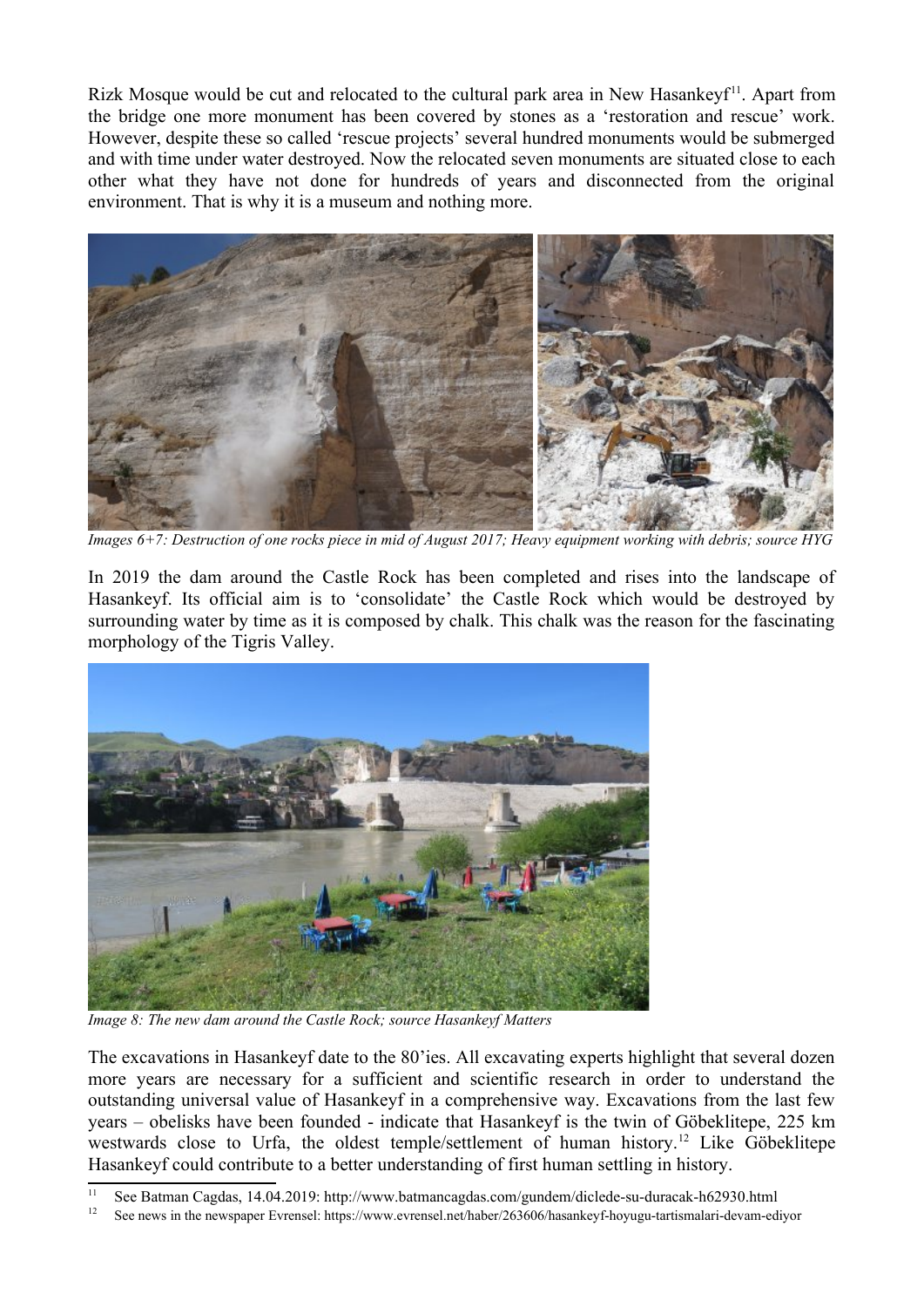Rizk Mosque would be cut and relocated to the cultural park area in New Hasankeyf[11]. Apart from the bridge one more monument has been covered by stones as a 'restoration and rescue' work. However, despite these so called 'rescue projects' several hundred monuments would be submerged and with time under water destroyed. Now the relocated seven monuments are situated close to each other what they have not done for hundreds of years and disconnected from the original environment. That is why it is a museum and nothing more.

*Images 6+7: Destruction of one rocks piece in mid of August 2017; Heavy equipment working with debris; source HYG*

In 2019 the dam around the Castle Rock has been completed and rises into the landscape of Hasankeyf. Its official aim is to 'consolidate' the Castle Rock which would be destroyed by surrounding water by time as it is composed by chalk. This chalk was the reason for the fascinating morphology of the Tigris Valley.

*Image 8: The new dam around the Castle Rock; source Hasankeyf Matters*

The excavations in Hasankeyf date to the 80'ies. All excavating experts highlight that several dozen more years are necessary for a sufficient and scientific research in order to understand the outstanding universal value of Hasankeyf in a comprehensive way. Excavations from the last few years – obelisks have been founded - indicate that Hasankeyf is the twin of Göbeklitepe, 225 km westwards close to Urfa, the oldest temple/settlement of human history.[12] Like Göbeklitepe Hasankeyf could contribute to a better understanding of first human settling in history.

[11] See Batman Cagdas, 14.04.2019: http://www.batmancagdas.com/gundem/diclede-su-duracak-h62930.html

[12] See news in the newspaper Evrensel: https://www.evrensel.net/haber/263606/hasankeyf-hoyugu-tartismalari-devam-ediyor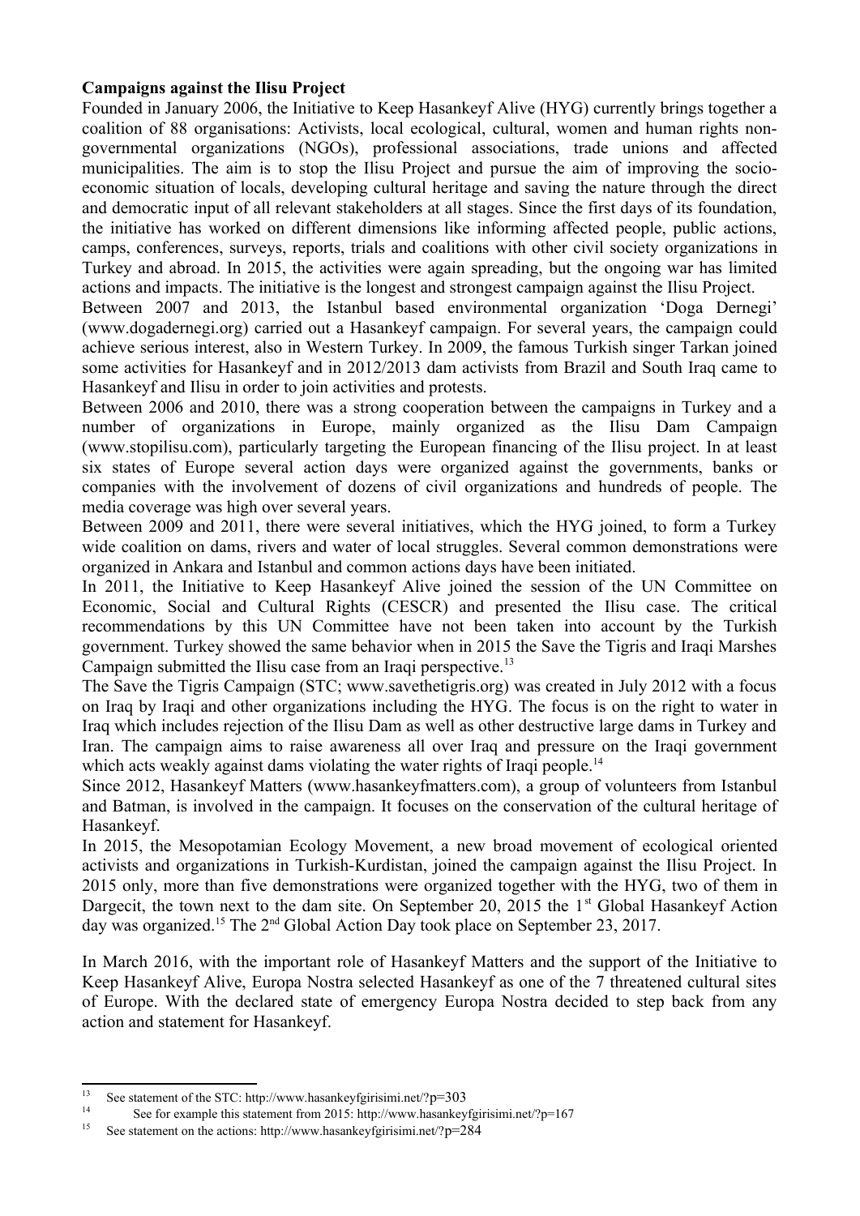**Campaigns against the Ilisu Project**

Founded in January 2006, the Initiative to Keep Hasankeyf Alive (HYG) currently brings together a coalition of 88 organisations: Activists, local ecological, cultural, women and human rights non-governmental organizations (NGOs), professional associations, trade unions and affected municipalities. The aim is to stop the Ilisu Project and pursue the aim of improving the socio-economic situation of locals, developing cultural heritage and saving the nature through the direct and democratic input of all relevant stakeholders at all stages. Since the first days of its foundation, the initiative has worked on different dimensions like informing affected people, public actions, camps, conferences, surveys, reports, trials and coalitions with other civil society organizations in Turkey and abroad. In 2015, the activities were again spreading, but the ongoing war has limited actions and impacts. The initiative is the longest and strongest campaign against the Ilisu Project.

Between 2007 and 2013, the Istanbul based environmental organization 'Doga Dernegi' (www.dogadernegi.org) carried out a Hasankeyf campaign. For several years, the campaign could achieve serious interest, also in Western Turkey. In 2009, the famous Turkish singer Tarkan joined some activities for Hasankeyf and in 2012/2013 dam activists from Brazil and South Iraq came to Hasankeyf and Ilisu in order to join activities and protests.

Between 2006 and 2010, there was a strong cooperation between the campaigns in Turkey and a number of organizations in Europe, mainly organized as the Ilisu Dam Campaign (www.stopilisu.com), particularly targeting the European financing of the Ilisu project. In at least six states of Europe several action days were organized against the governments, banks or companies with the involvement of dozens of civil organizations and hundreds of people. The media coverage was high over several years.

Between 2009 and 2011, there were several initiatives, which the HYG joined, to form a Turkey wide coalition on dams, rivers and water of local struggles. Several common demonstrations were organized in Ankara and Istanbul and common actions days have been initiated.

In 2011, the Initiative to Keep Hasankeyf Alive joined the session of the UN Committee on Economic, Social and Cultural Rights (CESCR) and presented the Ilisu case. The critical recommendations by this UN Committee have not been taken into account by the Turkish government. Turkey showed the same behavior when in 2015 the Save the Tigris and Iraqi Marshes Campaign submitted the Ilisu case from an Iraqi perspective.[13]

The Save the Tigris Campaign (STC; www.savethetigris.org) was created in July 2012 with a focus on Iraq by Iraqi and other organizations including the HYG. The focus is on the right to water in Iraq which includes rejection of the Ilisu Dam as well as other destructive large dams in Turkey and Iran. The campaign aims to raise awareness all over Iraq and pressure on the Iraqi government which acts weakly against dams violating the water rights of Iraqi people.[14]

Since 2012, Hasankeyf Matters (www.hasankeyfmatters.com), a group of volunteers from Istanbul and Batman, is involved in the campaign. It focuses on the conservation of the cultural heritage of Hasankeyf.

In 2015, the Mesopotamian Ecology Movement, a new broad movement of ecological oriented activists and organizations in Turkish-Kurdistan, joined the campaign against the Ilisu Project. In 2015 only, more than five demonstrations were organized together with the HYG, two of them in Dargecit, the town next to the dam site. On September 20, 2015 the 1st Global Hasankeyf Action day was organized.[15] The 2nd Global Action Day took place on September 23, 2017.

In March 2016, with the important role of Hasankeyf Matters and the support of the Initiative to Keep Hasankeyf Alive, Europa Nostra selected Hasankeyf as one of the 7 threatened cultural sites of Europe. With the declared state of emergency Europa Nostra decided to step back from any action and statement for Hasankeyf.

---

[13] See statement of the STC: http://www.hasankeyfgirisimi.net/?p=303

[14] See for example this statement from 2015: http://www.hasankeyfgirisimi.net/?p=167

[15] See statement on the actions: http://www.hasankeyfgirisimi.net/?p=284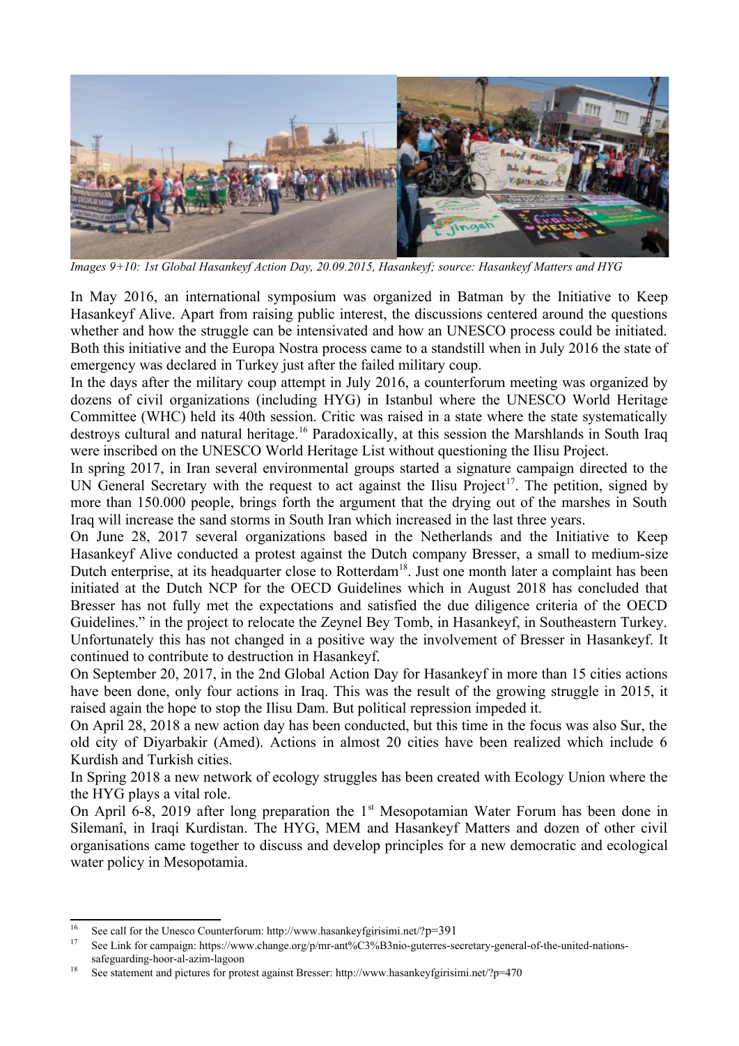*Images 9+10: 1st Global Hasankeyf Action Day, 20.09.2015, Hasankeyf; source: Hasankeyf Matters and HYG*

In May 2016, an international symposium was organized in Batman by the Initiative to Keep Hasankeyf Alive. Apart from raising public interest, the discussions centered around the questions whether and how the struggle can be intensivated and how an UNESCO process could be initiated. Both this initiative and the Europa Nostra process came to a standstill when in July 2016 the state of emergency was declared in Turkey just after the failed military coup.

In the days after the military coup attempt in July 2016, a counterforum meeting was organized by dozens of civil organizations (including HYG) in Istanbul where the UNESCO World Heritage Committee (WHC) held its 40th session. Critic was raised in a state where the state systematically destroys cultural and natural heritage.[16] Paradoxically, at this session the Marshlands in South Iraq were inscribed on the UNESCO World Heritage List without questioning the Ilisu Project.

In spring 2017, in Iran several environmental groups started a signature campaign directed to the UN General Secretary with the request to act against the Ilisu Project[17]. The petition, signed by more than 150.000 people, brings forth the argument that the drying out of the marshes in South Iraq will increase the sand storms in South Iran which increased in the last three years.

On June 28, 2017 several organizations based in the Netherlands and the Initiative to Keep Hasankeyf Alive conducted a protest against the Dutch company Bresser, a small to medium-size Dutch enterprise, at its headquarter close to Rotterdam[18]. Just one month later a complaint has been initiated at the Dutch NCP for the OECD Guidelines which in August 2018 has concluded that Bresser has not fully met the expectations and satisfied the due diligence criteria of the OECD Guidelines." in the project to relocate the Zeynel Bey Tomb, in Hasankeyf, in Southeastern Turkey. Unfortunately this has not changed in a positive way the involvement of Bresser in Hasankeyf. It continued to contribute to destruction in Hasankeyf.

On September 20, 2017, in the 2nd Global Action Day for Hasankeyf in more than 15 cities actions have been done, only four actions in Iraq. This was the result of the growing struggle in 2015, it raised again the hope to stop the Ilisu Dam. But political repression impeded it.

On April 28, 2018 a new action day has been conducted, but this time in the focus was also Sur, the old city of Diyarbakir (Amed). Actions in almost 20 cities have been realized which include 6 Kurdish and Turkish cities.

In Spring 2018 a new network of ecology struggles has been created with Ecology Union where the the HYG plays a vital role.

On April 6-8, 2019 after long preparation the 1st Mesopotamian Water Forum has been done in Silemanî, in Iraqi Kurdistan. The HYG, MEM and Hasankeyf Matters and dozen of other civil organisations came together to discuss and develop principles for a new democratic and ecological water policy in Mesopotamia.

[16] See call for the Unesco Counterforum: http://www.hasankeyfgirisimi.net/?p=391

[17] See Link for campaign: https://www.change.org/p/mr-ant%C3%B3nio-guterres-secretary-general-of-the-united-nations-safeguarding-hoor-al-azim-lagoon

[18] See statement and pictures for protest against Bresser: http://www.hasankeyfgirisimi.net/?p=470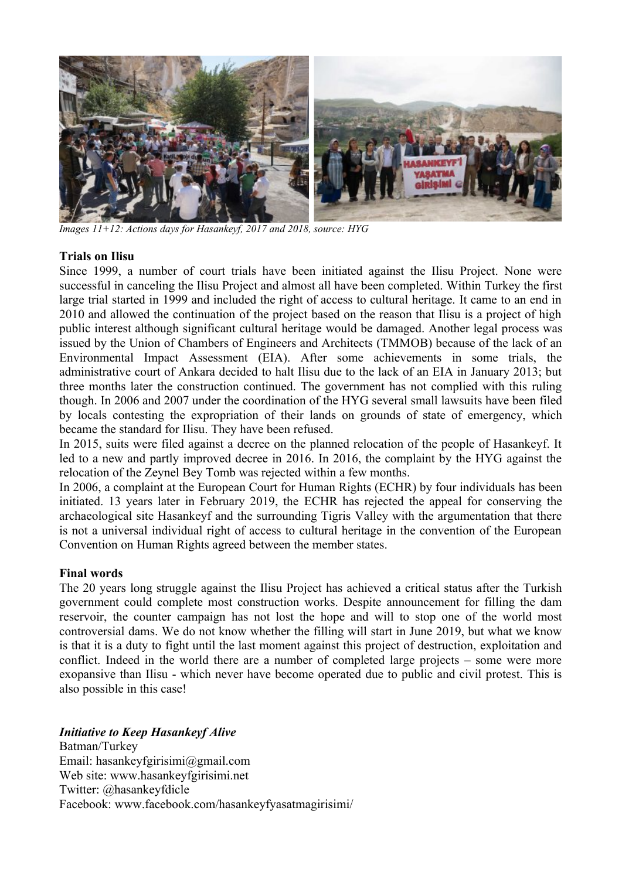*Images 11+12: Actions days for Hasankeyf, 2017 and 2018, source: HYG*

**Trials on Ilisu**

Since 1999, a number of court trials have been initiated against the Ilisu Project. None were successful in canceling the Ilisu Project and almost all have been completed. Within Turkey the first large trial started in 1999 and included the right of access to cultural heritage. It came to an end in 2010 and allowed the continuation of the project based on the reason that Ilisu is a project of high public interest although significant cultural heritage would be damaged. Another legal process was issued by the Union of Chambers of Engineers and Architects (TMMOB) because of the lack of an Environmental Impact Assessment (EIA). After some achievements in some trials, the administrative court of Ankara decided to halt Ilisu due to the lack of an EIA in January 2013; but three months later the construction continued. The government has not complied with this ruling though. In 2006 and 2007 under the coordination of the HYG several small lawsuits have been filed by locals contesting the expropriation of their lands on grounds of state of emergency, which became the standard for Ilisu. They have been refused.

In 2015, suits were filed against a decree on the planned relocation of the people of Hasankeyf. It led to a new and partly improved decree in 2016. In 2016, the complaint by the HYG against the relocation of the Zeynel Bey Tomb was rejected within a few months.

In 2006, a complaint at the European Court for Human Rights (ECHR) by four individuals has been initiated. 13 years later in February 2019, the ECHR has rejected the appeal for conserving the archaeological site Hasankeyf and the surrounding Tigris Valley with the argumentation that there is not a universal individual right of access to cultural heritage in the convention of the European Convention on Human Rights agreed between the member states.

**Final words**

The 20 years long struggle against the Ilisu Project has achieved a critical status after the Turkish government could complete most construction works. Despite announcement for filling the dam reservoir, the counter campaign has not lost the hope and will to stop one of the world most controversial dams. We do not know whether the filling will start in June 2019, but what we know is that it is a duty to fight until the last moment against this project of destruction, exploitation and conflict. Indeed in the world there are a number of completed large projects – some were more exopansive than Ilisu - which never have become operated due to public and civil protest. This is also possible in this case!

***Initiative to Keep Hasankeyf Alive***
Batman/Turkey
Email: hasankeyfgirisimi@gmail.com
Web site: www.hasankeyfgirisimi.net
Twitter: @hasankeyfdicle
Facebook: www.facebook.com/hasankeyfyasatmagirisimi/